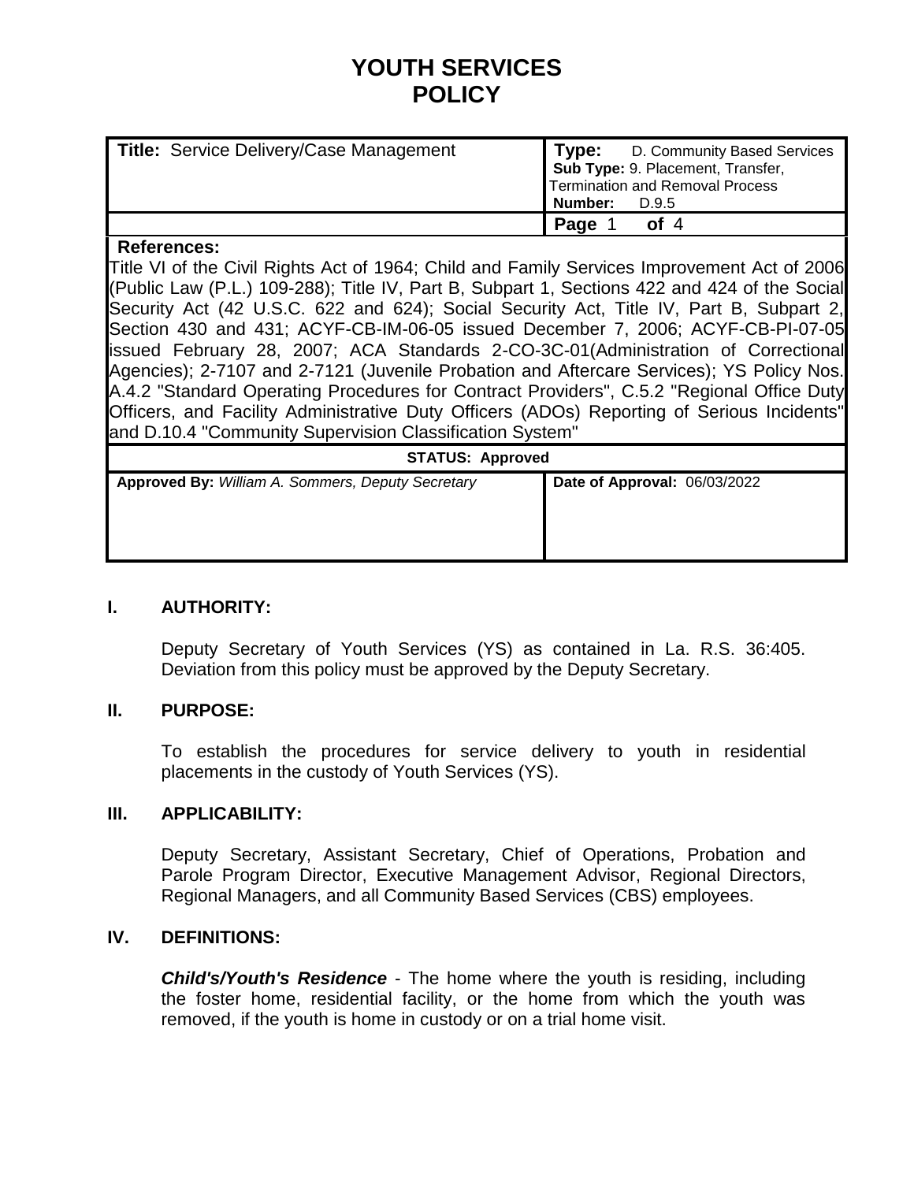# YOUTH SERVICES POLICY

| **Title:** Service Delivery/Case Management | **Type:** D. Community Based Services<br>**Sub Type:** 9. Placement, Transfer, Termination and Removal Process<br>**Number:** D.9.5 |
|---|---|
| | **Page** 1 **of** 4 |

**References:**

Title VI of the Civil Rights Act of 1964; Child and Family Services Improvement Act of 2006 (Public Law (P.L.) 109-288); Title IV, Part B, Subpart 1, Sections 422 and 424 of the Social Security Act (42 U.S.C. 622 and 624); Social Security Act, Title IV, Part B, Subpart 2, Section 430 and 431; ACYF-CB-IM-06-05 issued December 7, 2006; ACYF-CB-PI-07-05 issued February 28, 2007; ACA Standards 2-CO-3C-01(Administration of Correctional Agencies); 2-7107 and 2-7121 (Juvenile Probation and Aftercare Services); YS Policy Nos. A.4.2 "Standard Operating Procedures for Contract Providers", C.5.2 "Regional Office Duty Officers, and Facility Administrative Duty Officers (ADOs) Reporting of Serious Incidents" and D.10.4 "Community Supervision Classification System"

**STATUS: Approved**

| **Approved By:** *William A. Sommers, Deputy Secretary* | **Date of Approval:** 06/03/2022 |
|---|---|

## I. AUTHORITY:

Deputy Secretary of Youth Services (YS) as contained in La. R.S. 36:405. Deviation from this policy must be approved by the Deputy Secretary.

## II. PURPOSE:

To establish the procedures for service delivery to youth in residential placements in the custody of Youth Services (YS).

## III. APPLICABILITY:

Deputy Secretary, Assistant Secretary, Chief of Operations, Probation and Parole Program Director, Executive Management Advisor, Regional Directors, Regional Managers, and all Community Based Services (CBS) employees.

## IV. DEFINITIONS:

***Child's/Youth's Residence*** - The home where the youth is residing, including the foster home, residential facility, or the home from which the youth was removed, if the youth is home in custody or on a trial home visit.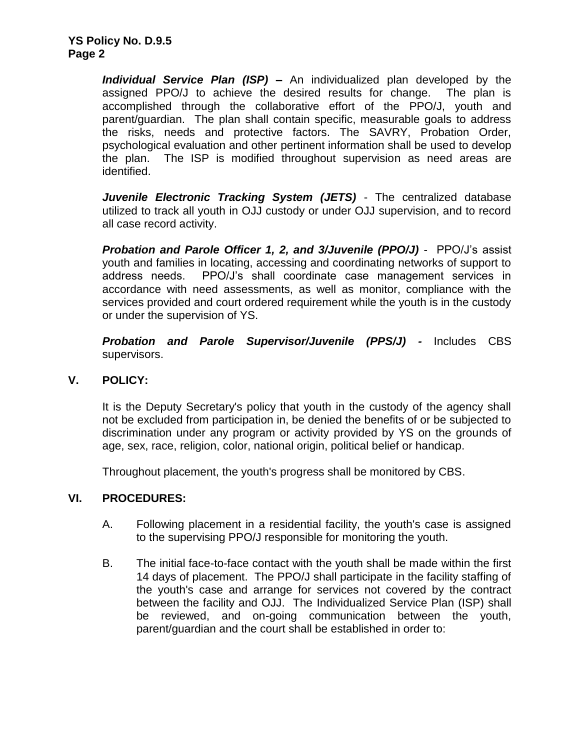***Individual Service Plan (ISP) –*** An individualized plan developed by the assigned PPO/J to achieve the desired results for change. The plan is accomplished through the collaborative effort of the PPO/J, youth and parent/guardian. The plan shall contain specific, measurable goals to address the risks, needs and protective factors. The SAVRY, Probation Order, psychological evaluation and other pertinent information shall be used to develop the plan. The ISP is modified throughout supervision as need areas are identified.

***Juvenile Electronic Tracking System (JETS)*** - The centralized database utilized to track all youth in OJJ custody or under OJJ supervision, and to record all case record activity.

***Probation and Parole Officer 1, 2, and 3/Juvenile (PPO/J)*** - PPO/J's assist youth and families in locating, accessing and coordinating networks of support to address needs. PPO/J's shall coordinate case management services in accordance with need assessments, as well as monitor, compliance with the services provided and court ordered requirement while the youth is in the custody or under the supervision of YS.

***Probation and Parole Supervisor/Juvenile (PPS/J) -*** Includes CBS supervisors.

## V. POLICY:

It is the Deputy Secretary's policy that youth in the custody of the agency shall not be excluded from participation in, be denied the benefits of or be subjected to discrimination under any program or activity provided by YS on the grounds of age, sex, race, religion, color, national origin, political belief or handicap.

Throughout placement, the youth's progress shall be monitored by CBS.

## VI. PROCEDURES:

A. Following placement in a residential facility, the youth's case is assigned to the supervising PPO/J responsible for monitoring the youth.

B. The initial face-to-face contact with the youth shall be made within the first 14 days of placement. The PPO/J shall participate in the facility staffing of the youth's case and arrange for services not covered by the contract between the facility and OJJ. The Individualized Service Plan (ISP) shall be reviewed, and on-going communication between the youth, parent/guardian and the court shall be established in order to: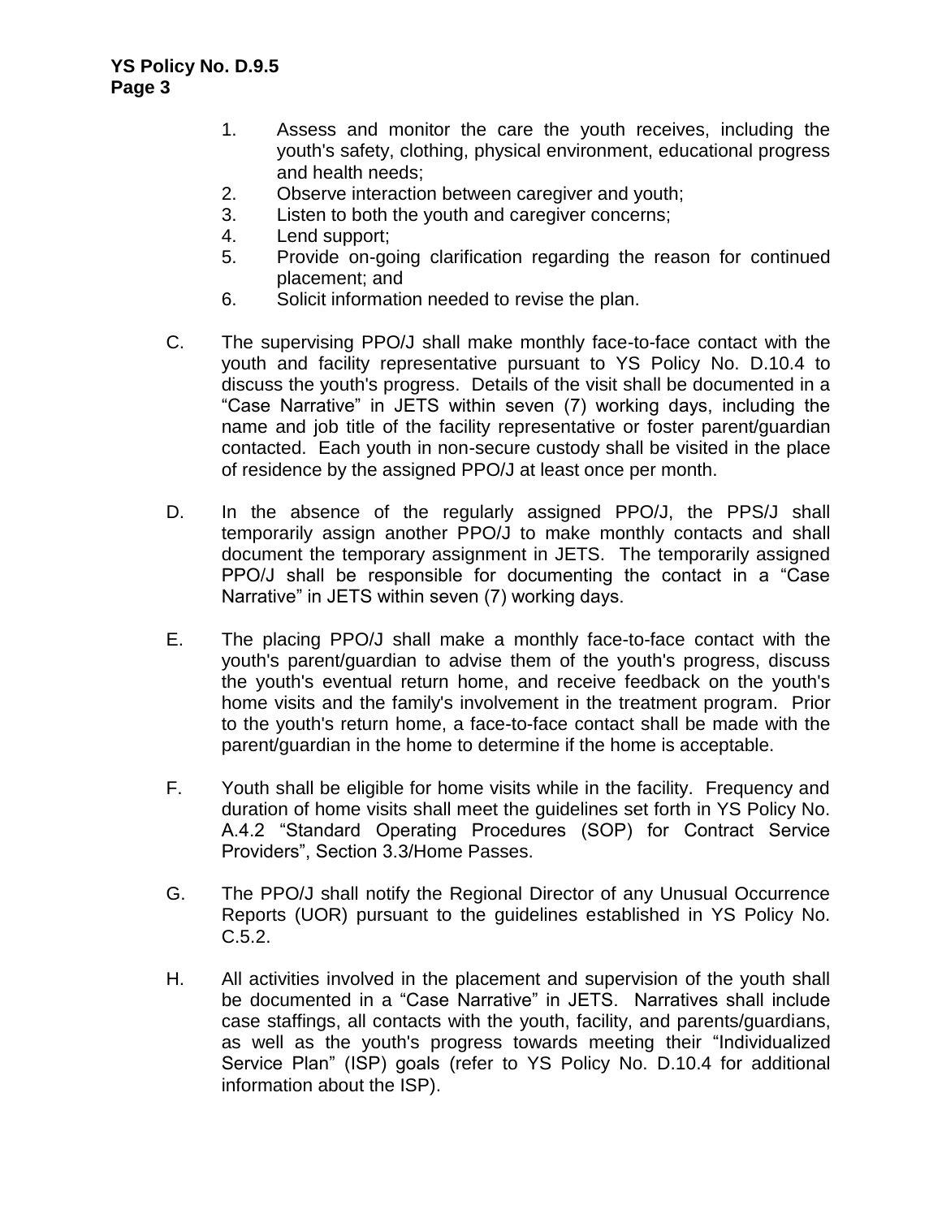1. Assess and monitor the care the youth receives, including the youth's safety, clothing, physical environment, educational progress and health needs;
2. Observe interaction between caregiver and youth;
3. Listen to both the youth and caregiver concerns;
4. Lend support;
5. Provide on-going clarification regarding the reason for continued placement; and
6. Solicit information needed to revise the plan.

C. The supervising PPO/J shall make monthly face-to-face contact with the youth and facility representative pursuant to YS Policy No. D.10.4 to discuss the youth's progress. Details of the visit shall be documented in a "Case Narrative" in JETS within seven (7) working days, including the name and job title of the facility representative or foster parent/guardian contacted. Each youth in non-secure custody shall be visited in the place of residence by the assigned PPO/J at least once per month.

D. In the absence of the regularly assigned PPO/J, the PPS/J shall temporarily assign another PPO/J to make monthly contacts and shall document the temporary assignment in JETS. The temporarily assigned PPO/J shall be responsible for documenting the contact in a "Case Narrative" in JETS within seven (7) working days.

E. The placing PPO/J shall make a monthly face-to-face contact with the youth's parent/guardian to advise them of the youth's progress, discuss the youth's eventual return home, and receive feedback on the youth's home visits and the family's involvement in the treatment program. Prior to the youth's return home, a face-to-face contact shall be made with the parent/guardian in the home to determine if the home is acceptable.

F. Youth shall be eligible for home visits while in the facility. Frequency and duration of home visits shall meet the guidelines set forth in YS Policy No. A.4.2 "Standard Operating Procedures (SOP) for Contract Service Providers", Section 3.3/Home Passes.

G. The PPO/J shall notify the Regional Director of any Unusual Occurrence Reports (UOR) pursuant to the guidelines established in YS Policy No. C.5.2.

H. All activities involved in the placement and supervision of the youth shall be documented in a "Case Narrative" in JETS. Narratives shall include case staffings, all contacts with the youth, facility, and parents/guardians, as well as the youth's progress towards meeting their "Individualized Service Plan" (ISP) goals (refer to YS Policy No. D.10.4 for additional information about the ISP).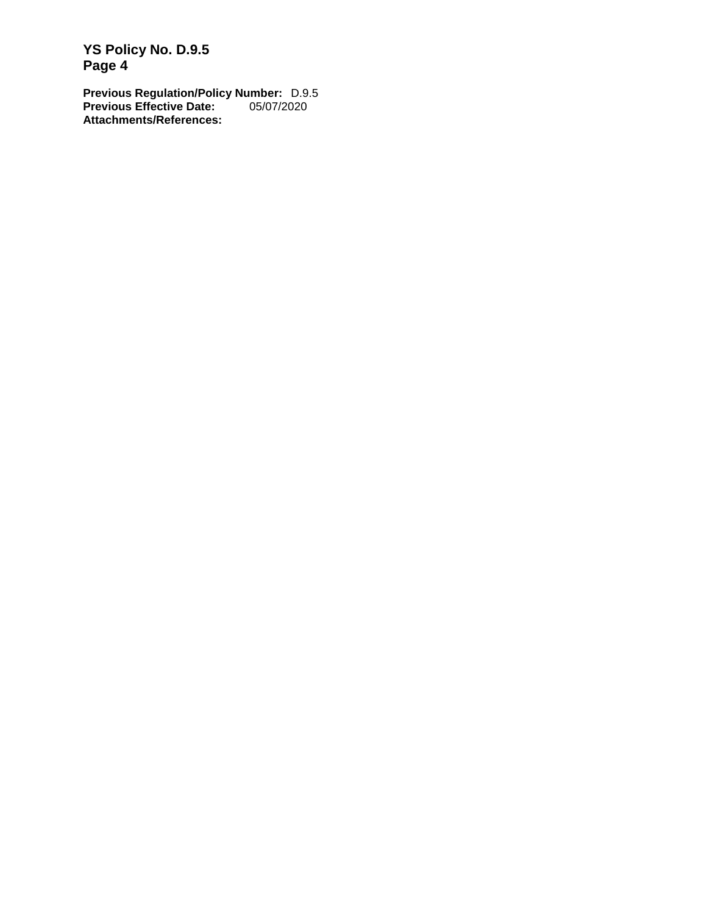**Previous Regulation/Policy Number:** D.9.5
**Previous Effective Date:** 05/07/2020
**Attachments/References:**